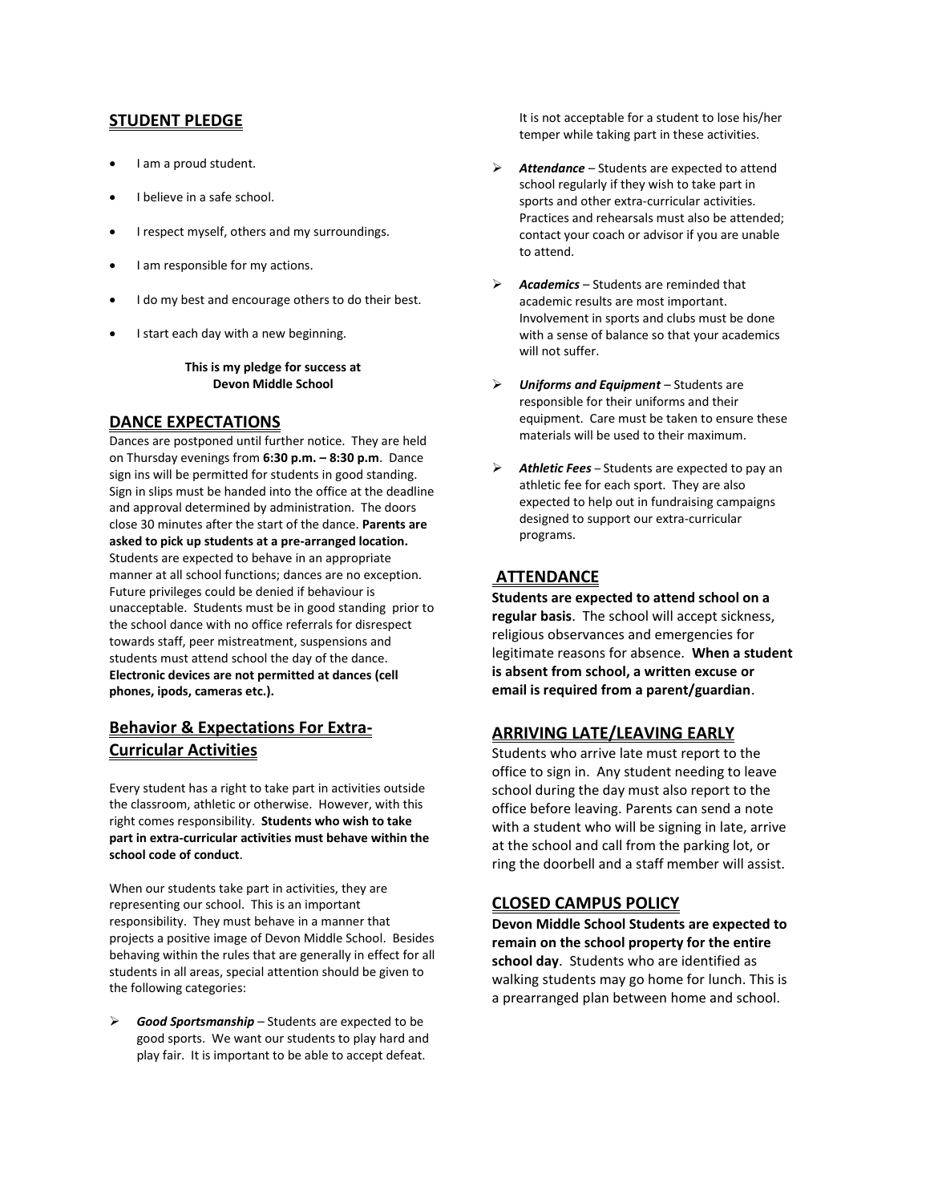## STUDENT PLEDGE

- I am a proud student.
- I believe in a safe school.
- I respect myself, others and my surroundings.
- I am responsible for my actions.
- I do my best and encourage others to do their best.
- I start each day with a new beginning.

**This is my pledge for success at Devon Middle School**

## DANCE EXPECTATIONS

Dances are postponed until further notice. They are held on Thursday evenings from **6:30 p.m. – 8:30 p.m**. Dance sign ins will be permitted for students in good standing. Sign in slips must be handed into the office at the deadline and approval determined by administration. The doors close 30 minutes after the start of the dance. **Parents are asked to pick up students at a pre-arranged location.** Students are expected to behave in an appropriate manner at all school functions; dances are no exception. Future privileges could be denied if behaviour is unacceptable. Students must be in good standing prior to the school dance with no office referrals for disrespect towards staff, peer mistreatment, suspensions and students must attend school the day of the dance. **Electronic devices are not permitted at dances (cell phones, ipods, cameras etc.).**

## Behavior & Expectations For Extra-Curricular Activities

Every student has a right to take part in activities outside the classroom, athletic or otherwise. However, with this right comes responsibility. **Students who wish to take part in extra-curricular activities must behave within the school code of conduct**.

When our students take part in activities, they are representing our school. This is an important responsibility. They must behave in a manner that projects a positive image of Devon Middle School. Besides behaving within the rules that are generally in effect for all students in all areas, special attention should be given to the following categories:

- ***Good Sportsmanship*** – Students are expected to be good sports. We want our students to play hard and play fair. It is important to be able to accept defeat. It is not acceptable for a student to lose his/her temper while taking part in these activities.
- ***Attendance*** – Students are expected to attend school regularly if they wish to take part in sports and other extra-curricular activities. Practices and rehearsals must also be attended; contact your coach or advisor if you are unable to attend.
- ***Academics*** – Students are reminded that academic results are most important. Involvement in sports and clubs must be done with a sense of balance so that your academics will not suffer.
- ***Uniforms and Equipment*** – Students are responsible for their uniforms and their equipment. Care must be taken to ensure these materials will be used to their maximum.
- ***Athletic Fees*** – Students are expected to pay an athletic fee for each sport. They are also expected to help out in fundraising campaigns designed to support our extra-curricular programs.

## ATTENDANCE

**Students are expected to attend school on a regular basis**. The school will accept sickness, religious observances and emergencies for legitimate reasons for absence. **When a student is absent from school, a written excuse or email is required from a parent/guardian**.

## ARRIVING LATE/LEAVING EARLY

Students who arrive late must report to the office to sign in. Any student needing to leave school during the day must also report to the office before leaving. Parents can send a note with a student who will be signing in late, arrive at the school and call from the parking lot, or ring the doorbell and a staff member will assist.

## CLOSED CAMPUS POLICY

**Devon Middle School Students are expected to remain on the school property for the entire school day**. Students who are identified as walking students may go home for lunch. This is a prearranged plan between home and school.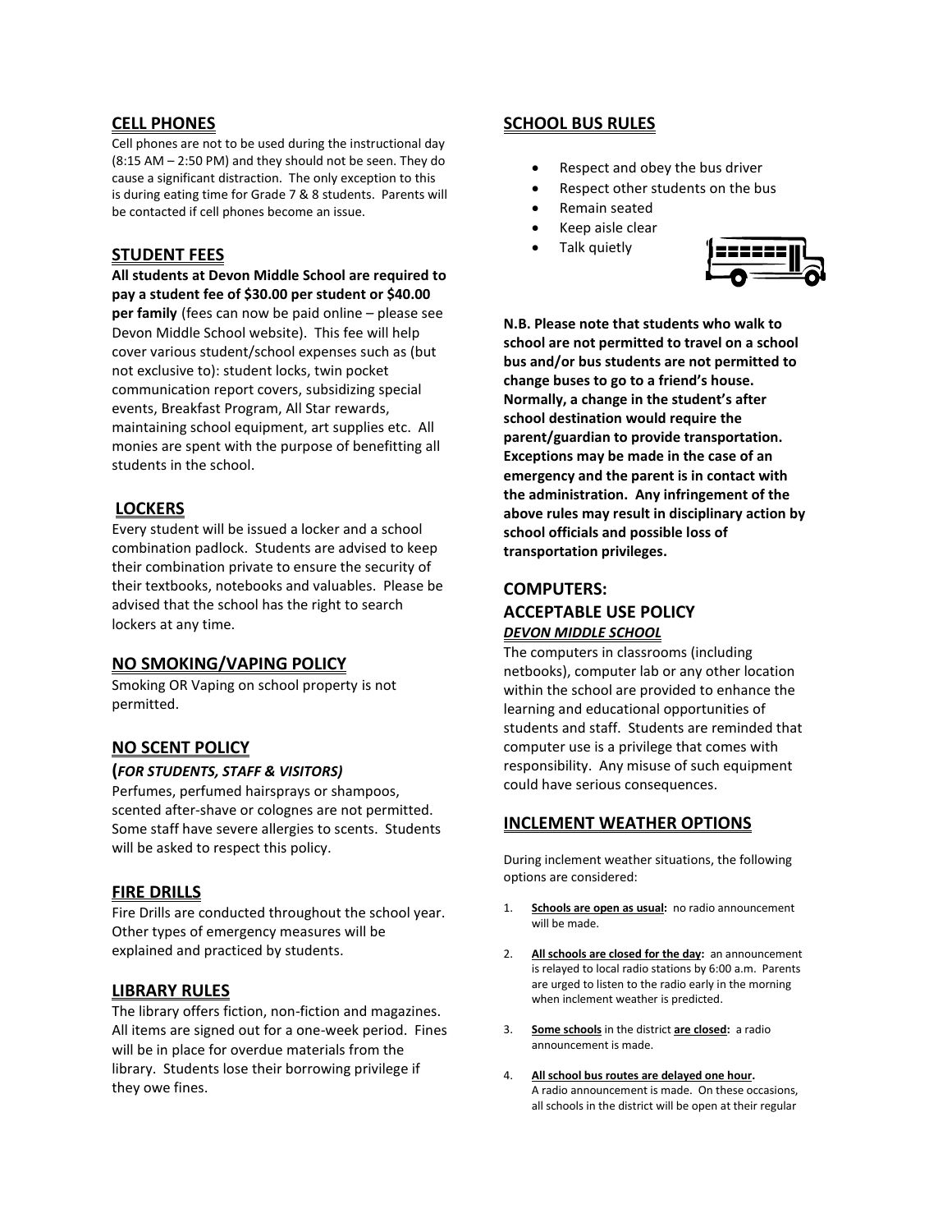## CELL PHONES

Cell phones are not to be used during the instructional day (8:15 AM – 2:50 PM) and they should not be seen. They do cause a significant distraction. The only exception to this is during eating time for Grade 7 & 8 students. Parents will be contacted if cell phones become an issue.

## STUDENT FEES

**All students at Devon Middle School are required to pay a student fee of $30.00 per student or $40.00 per family** (fees can now be paid online – please see Devon Middle School website). This fee will help cover various student/school expenses such as (but not exclusive to): student locks, twin pocket communication report covers, subsidizing special events, Breakfast Program, All Star rewards, maintaining school equipment, art supplies etc. All monies are spent with the purpose of benefitting all students in the school.

## LOCKERS

Every student will be issued a locker and a school combination padlock. Students are advised to keep their combination private to ensure the security of their textbooks, notebooks and valuables. Please be advised that the school has the right to search lockers at any time.

## NO SMOKING/VAPING POLICY

Smoking OR Vaping on school property is not permitted.

## NO SCENT POLICY

**(*FOR STUDENTS, STAFF & VISITORS)***

Perfumes, perfumed hairsprays or shampoos, scented after-shave or colognes are not permitted. Some staff have severe allergies to scents. Students will be asked to respect this policy.

## FIRE DRILLS

Fire Drills are conducted throughout the school year. Other types of emergency measures will be explained and practiced by students.

## LIBRARY RULES

The library offers fiction, non-fiction and magazines. All items are signed out for a one-week period. Fines will be in place for overdue materials from the library. Students lose their borrowing privilege if they owe fines.

## SCHOOL BUS RULES

- Respect and obey the bus driver
- Respect other students on the bus
- Remain seated
- Keep aisle clear
- Talk quietly

**N.B. Please note that students who walk to school are not permitted to travel on a school bus and/or bus students are not permitted to change buses to go to a friend's house. Normally, a change in the student's after school destination would require the parent/guardian to provide transportation. Exceptions may be made in the case of an emergency and the parent is in contact with the administration. Any infringement of the above rules may result in disciplinary action by school officials and possible loss of transportation privileges.**

## COMPUTERS: ACCEPTABLE USE POLICY

***DEVON MIDDLE SCHOOL***

The computers in classrooms (including netbooks), computer lab or any other location within the school are provided to enhance the learning and educational opportunities of students and staff. Students are reminded that computer use is a privilege that comes with responsibility. Any misuse of such equipment could have serious consequences.

## INCLEMENT WEATHER OPTIONS

During inclement weather situations, the following options are considered:

1. **Schools are open as usual:** no radio announcement will be made.
2. **All schools are closed for the day:** an announcement is relayed to local radio stations by 6:00 a.m. Parents are urged to listen to the radio early in the morning when inclement weather is predicted.
3. **Some schools** in the district **are closed:** a radio announcement is made.
4. **All school bus routes are delayed one hour.** A radio announcement is made. On these occasions, all schools in the district will be open at their regular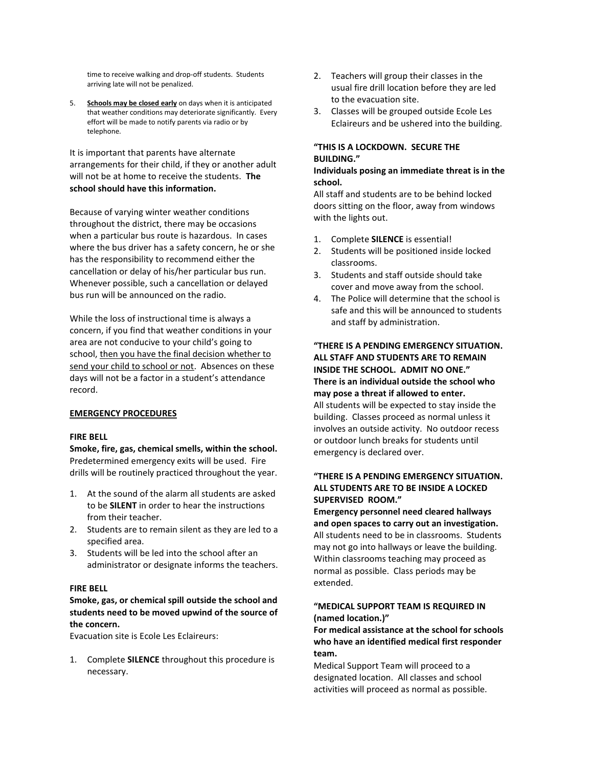time to receive walking and drop-off students. Students arriving late will not be penalized.

5. **Schools may be closed early** on days when it is anticipated that weather conditions may deteriorate significantly. Every effort will be made to notify parents via radio or by telephone.

It is important that parents have alternate arrangements for their child, if they or another adult will not be at home to receive the students. **The school should have this information.**

Because of varying winter weather conditions throughout the district, there may be occasions when a particular bus route is hazardous. In cases where the bus driver has a safety concern, he or she has the responsibility to recommend either the cancellation or delay of his/her particular bus run. Whenever possible, such a cancellation or delayed bus run will be announced on the radio.

While the loss of instructional time is always a concern, if you find that weather conditions in your area are not conducive to your child's going to school, then you have the final decision whether to send your child to school or not. Absences on these days will not be a factor in a student's attendance record.

## EMERGENCY PROCEDURES

### FIRE BELL

**Smoke, fire, gas, chemical smells, within the school.**
Predetermined emergency exits will be used. Fire drills will be routinely practiced throughout the year.

1. At the sound of the alarm all students are asked to be **SILENT** in order to hear the instructions from their teacher.
2. Students are to remain silent as they are led to a specified area.
3. Students will be led into the school after an administrator or designate informs the teachers.

### FIRE BELL

**Smoke, gas, or chemical spill outside the school and students need to be moved upwind of the source of the concern.**
Evacuation site is Ecole Les Eclaireurs:

1. Complete **SILENCE** throughout this procedure is necessary.
2. Teachers will group their classes in the usual fire drill location before they are led to the evacuation site.
3. Classes will be grouped outside Ecole Les Eclaireurs and be ushered into the building.

### "THIS IS A LOCKDOWN. SECURE THE BUILDING."

**Individuals posing an immediate threat is in the school.**
All staff and students are to be behind locked doors sitting on the floor, away from windows with the lights out.

1. Complete **SILENCE** is essential!
2. Students will be positioned inside locked classrooms.
3. Students and staff outside should take cover and move away from the school.
4. The Police will determine that the school is safe and this will be announced to students and staff by administration.

### "THERE IS A PENDING EMERGENCY SITUATION. ALL STAFF AND STUDENTS ARE TO REMAIN INSIDE THE SCHOOL. ADMIT NO ONE."

**There is an individual outside the school who may pose a threat if allowed to enter.**
All students will be expected to stay inside the building. Classes proceed as normal unless it involves an outside activity. No outdoor recess or outdoor lunch breaks for students until emergency is declared over.

### "THERE IS A PENDING EMERGENCY SITUATION. ALL STUDENTS ARE TO BE INSIDE A LOCKED SUPERVISED ROOM."

**Emergency personnel need cleared hallways and open spaces to carry out an investigation.**
All students need to be in classrooms. Students may not go into hallways or leave the building. Within classrooms teaching may proceed as normal as possible. Class periods may be extended.

### "MEDICAL SUPPORT TEAM IS REQUIRED IN (named location.)"

**For medical assistance at the school for schools who have an identified medical first responder team.**
Medical Support Team will proceed to a designated location. All classes and school activities will proceed as normal as possible.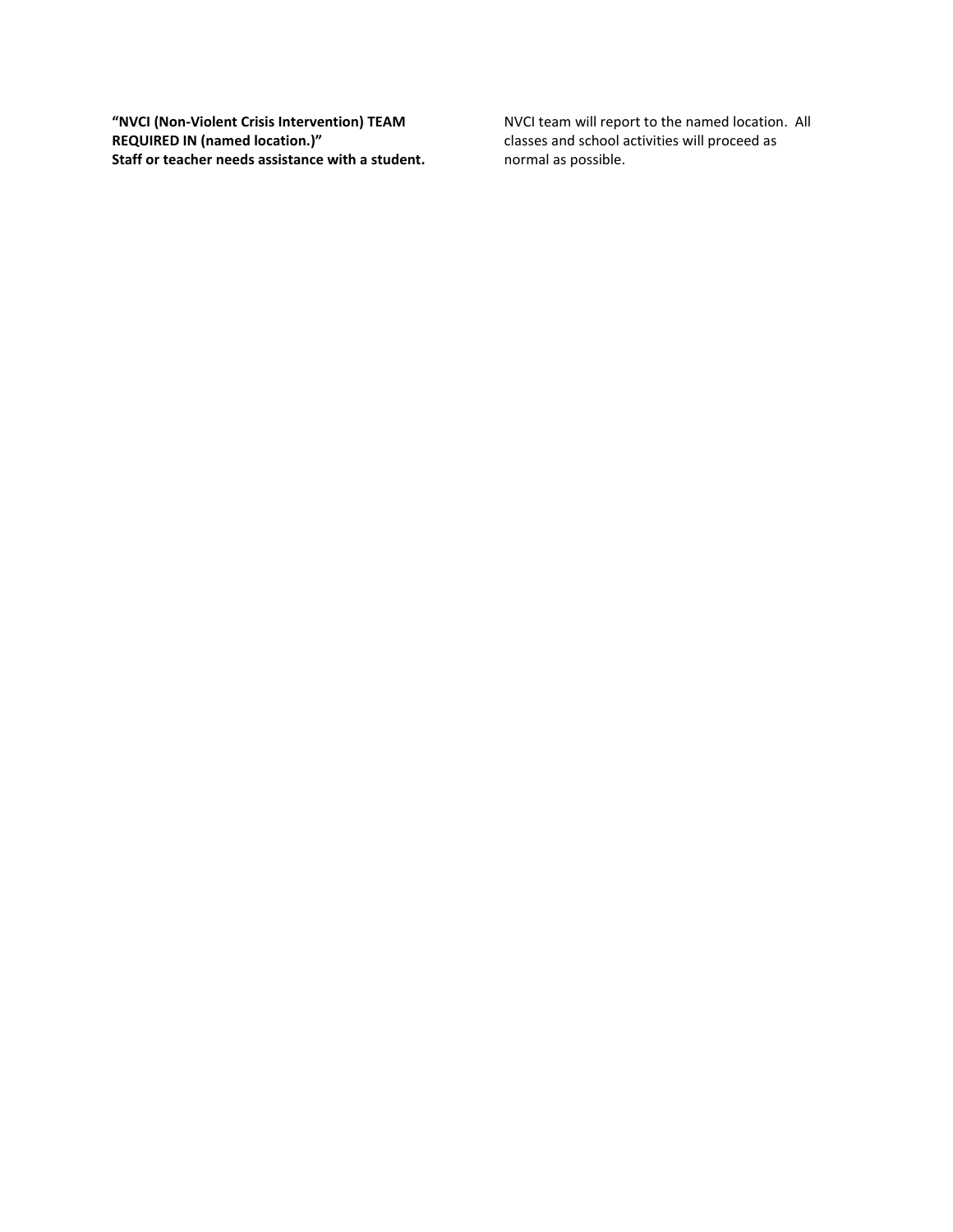| | |
|---|---|
| **"NVCI (Non-Violent Crisis Intervention) TEAM REQUIRED IN (named location.)"** **Staff or teacher needs assistance with a student.** | NVCI team will report to the named location. All classes and school activities will proceed as normal as possible. |